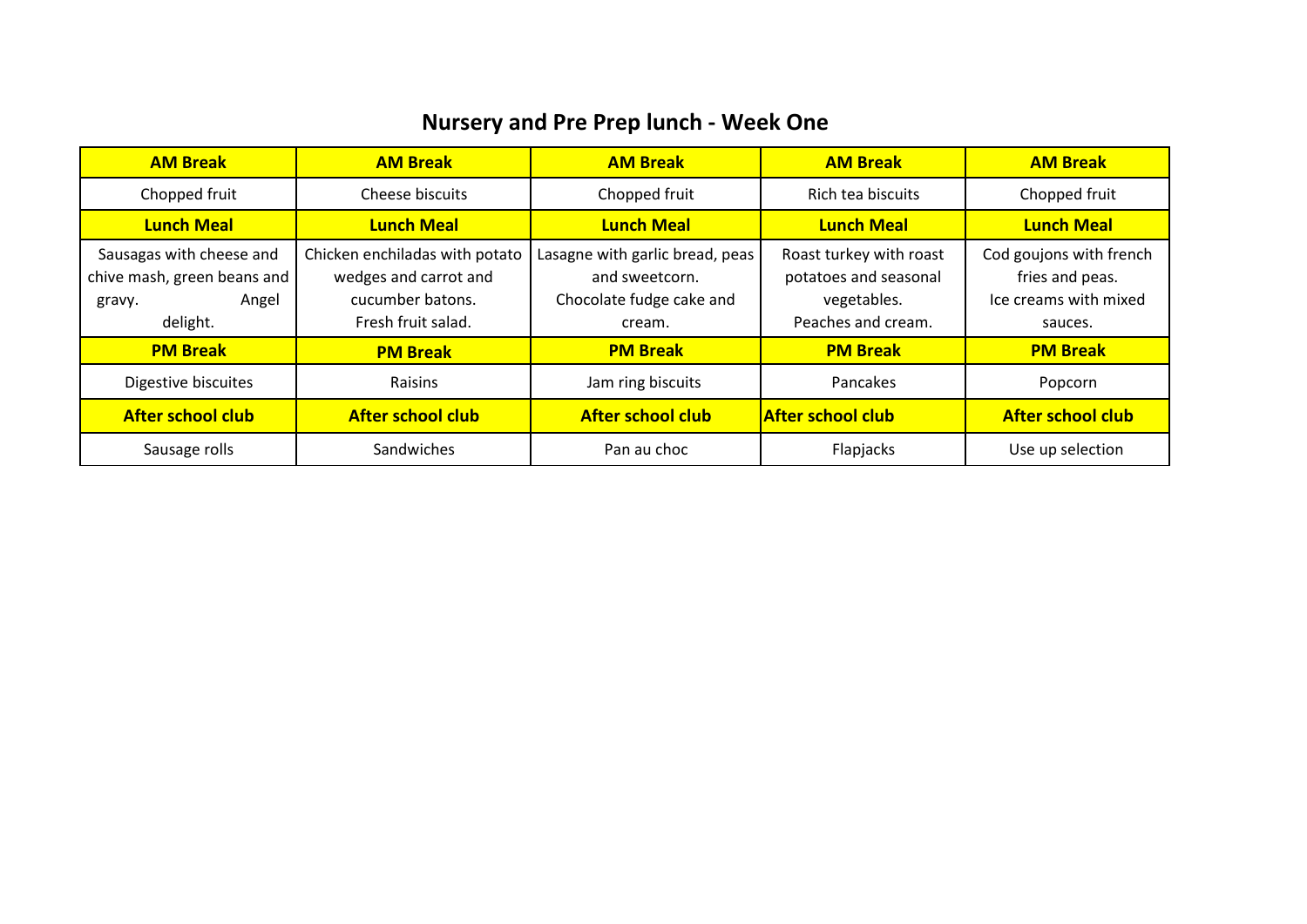# Nursery and Pre Prep lunch - Week One

| **AM Break** | **AM Break** | **AM Break** | **AM Break** | **AM Break** |
|---|---|---|---|---|
| Chopped fruit | Cheese biscuits | Chopped fruit | Rich tea biscuits | Chopped fruit |
| **Lunch Meal** | **Lunch Meal** | **Lunch Meal** | **Lunch Meal** | **Lunch Meal** |
| Sausagas with cheese and chive mash, green beans and gravy. Angel delight. | Chicken enchiladas with potato wedges and carrot and cucumber batons. Fresh fruit salad. | Lasagne with garlic bread, peas and sweetcorn. Chocolate fudge cake and cream. | Roast turkey with roast potatoes and seasonal vegetables. Peaches and cream. | Cod goujons with french fries and peas. Ice creams with mixed sauces. |
| **PM Break** | **PM Break** | **PM Break** | **PM Break** | **PM Break** |
| Digestive biscuites | Raisins | Jam ring biscuits | Pancakes | Popcorn |
| **After school club** | **After school club** | **After school club** | **After school club** | **After school club** |
| Sausage rolls | Sandwiches | Pan au choc | Flapjacks | Use up selection |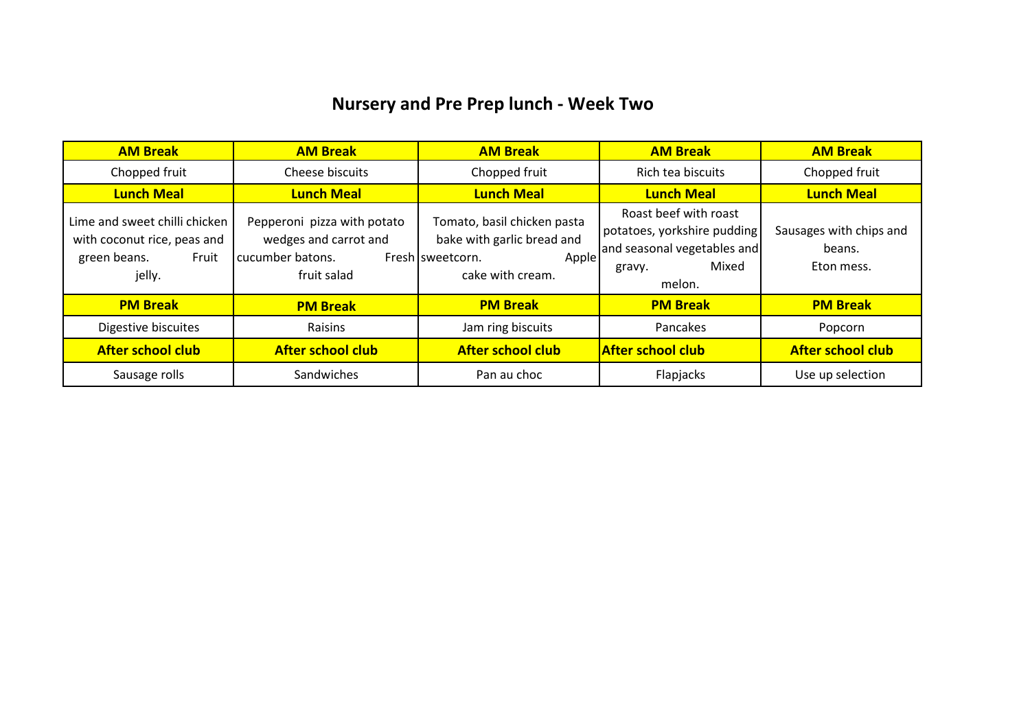# Nursery and Pre Prep lunch - Week Two

| **AM Break** | **AM Break** | **AM Break** | **AM Break** | **AM Break** |
|---|---|---|---|---|
| Chopped fruit | Cheese biscuits | Chopped fruit | Rich tea biscuits | Chopped fruit |
| **Lunch Meal** | **Lunch Meal** | **Lunch Meal** | **Lunch Meal** | **Lunch Meal** |
| Lime and sweet chilli chicken with coconut rice, peas and green beans. Fruit jelly. | Pepperoni pizza with potato wedges and carrot and cucumber batons. Fresh fruit salad | Tomato, basil chicken pasta bake with garlic bread and sweetcorn. Apple cake with cream. | Roast beef with roast potatoes, yorkshire pudding and seasonal vegetables and gravy. Mixed melon. | Sausages with chips and beans. Eton mess. |
| **PM Break** | **PM Break** | **PM Break** | **PM Break** | **PM Break** |
| Digestive biscuites | Raisins | Jam ring biscuits | Pancakes | Popcorn |
| **After school club** | **After school club** | **After school club** | **After school club** | **After school club** |
| Sausage rolls | Sandwiches | Pan au choc | Flapjacks | Use up selection |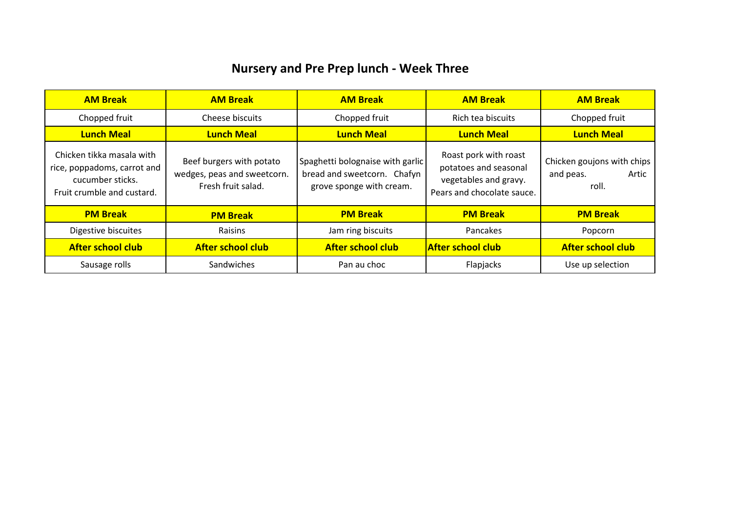# Nursery and Pre Prep lunch - Week Three

| | | | | |
|---|---|---|---|---|
| **AM Break** | **AM Break** | **AM Break** | **AM Break** | **AM Break** |
| Chopped fruit | Cheese biscuits | Chopped fruit | Rich tea biscuits | Chopped fruit |
| **Lunch Meal** | **Lunch Meal** | **Lunch Meal** | **Lunch Meal** | **Lunch Meal** |
| Chicken tikka masala with rice, poppadoms, carrot and cucumber sticks. Fruit crumble and custard. | Beef burgers with potato wedges, peas and sweetcorn. Fresh fruit salad. | Spaghetti bolognaise with garlic bread and sweetcorn. Chafyn grove sponge with cream. | Roast pork with roast potatoes and seasonal vegetables and gravy. Pears and chocolate sauce. | Chicken goujons with chips and peas. Artic roll. |
| **PM Break** | **PM Break** | **PM Break** | **PM Break** | **PM Break** |
| Digestive biscuites | Raisins | Jam ring biscuits | Pancakes | Popcorn |
| **After school club** | **After school club** | **After school club** | **After school club** | **After school club** |
| Sausage rolls | Sandwiches | Pan au choc | Flapjacks | Use up selection |